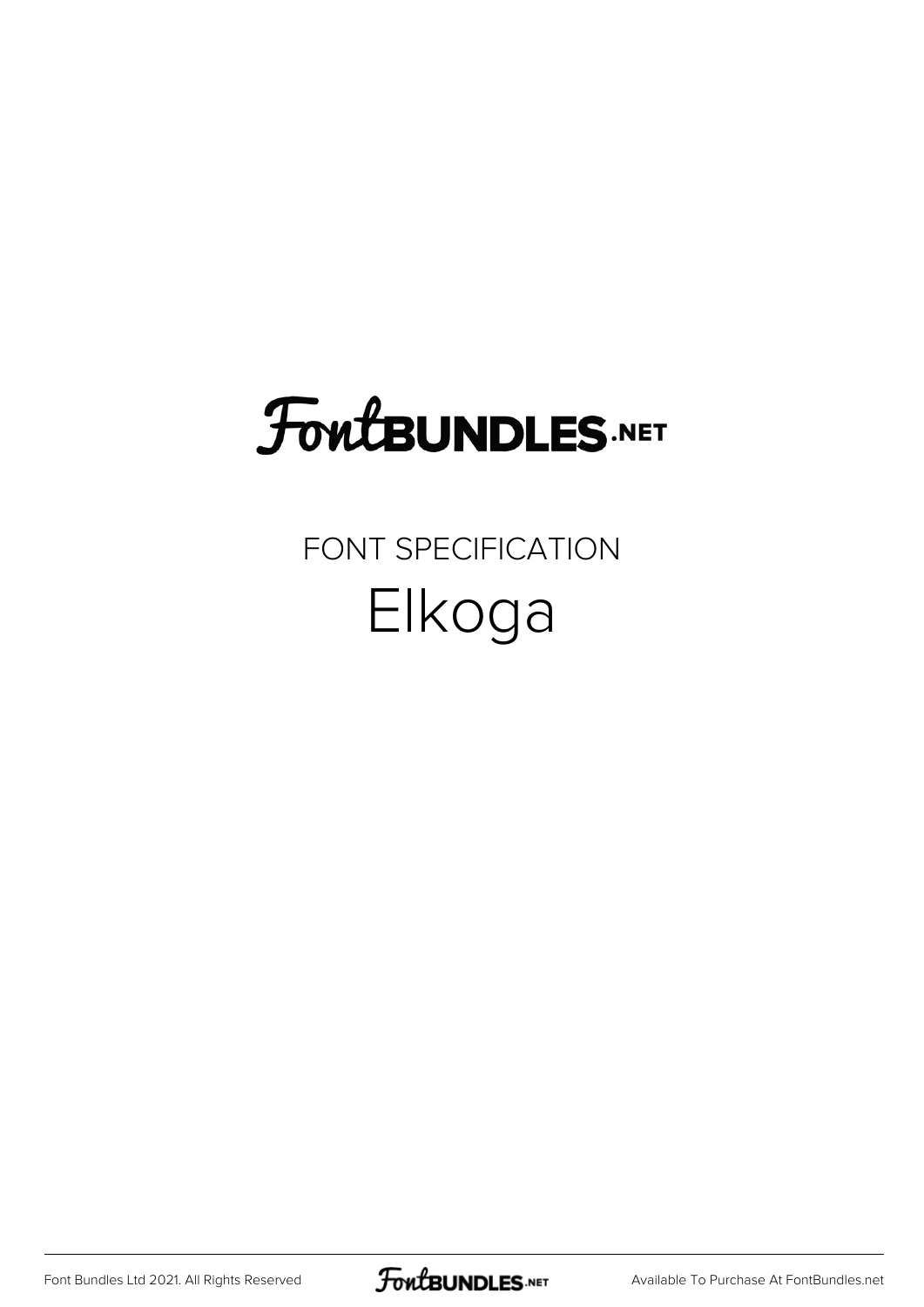# FontBUNDLES.NET

## FONT SPECIFICATION

# Elkoga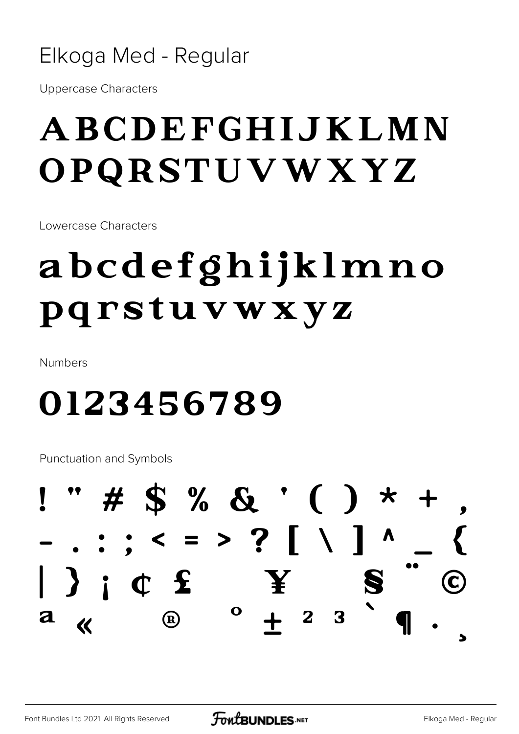Elkoga Med - Regular

Uppercase Characters

# ABCDEFGHIJKLMN OPQRSTUVWXYZ

Lowercase Characters

# abcdefghijklmno pqrstuvwxyz

Numbers

# 0123456789

Punctuation and Symbols

# ! " # $ % & ' ( ) * + , - . : ; < = > ? [ \ ] ^ _ { | } ¡ ¢ £ ¥ § ¨ © ª « ® ° ± ² ³ ` ¶ · ¸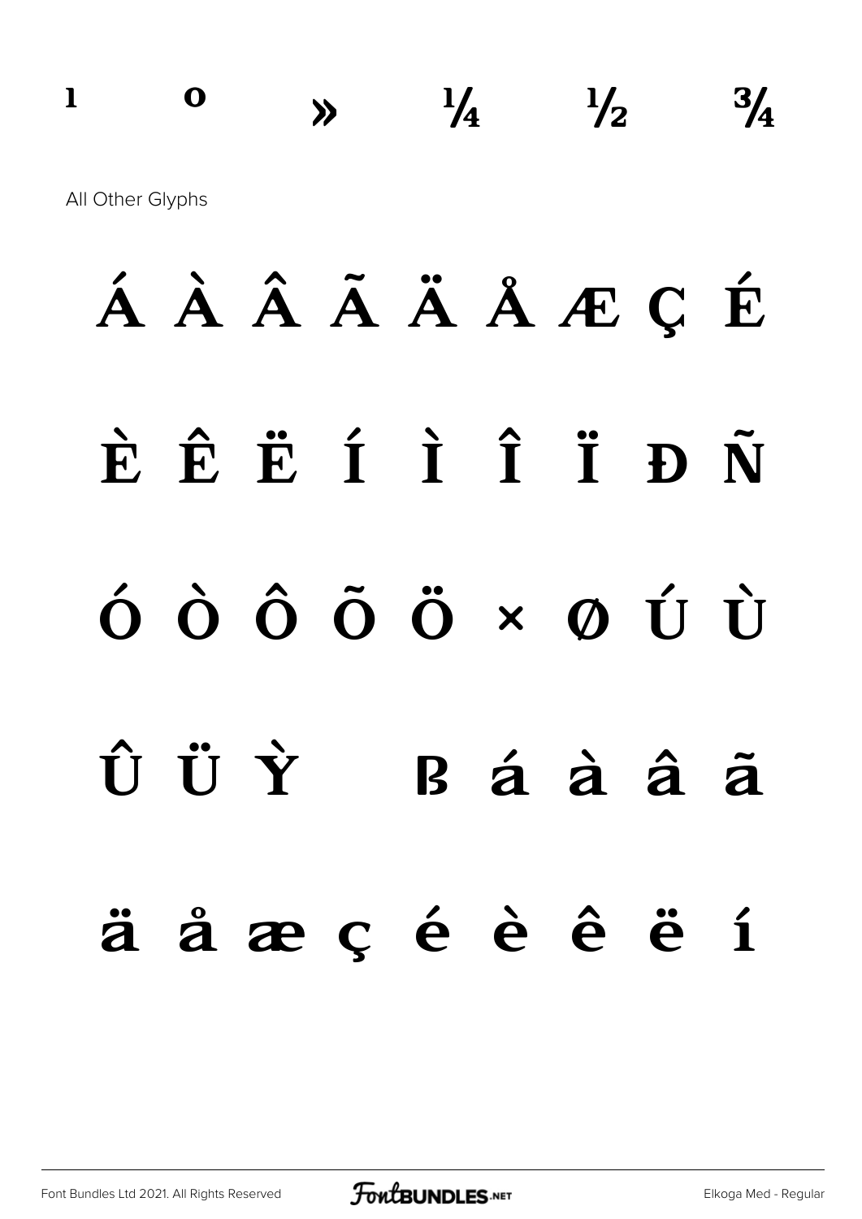¹ º » ¼ ½ ¾

All Other Glyphs

Á À Â Ã Ä Å Æ Ç É

È Ê Ë Í Ì Î Ï Ð Ñ

Ó Ò Ô Õ Ö × Ø Ú Ù

Û Ü Ý ß á à â ã

ä å æ ç é è ê ë í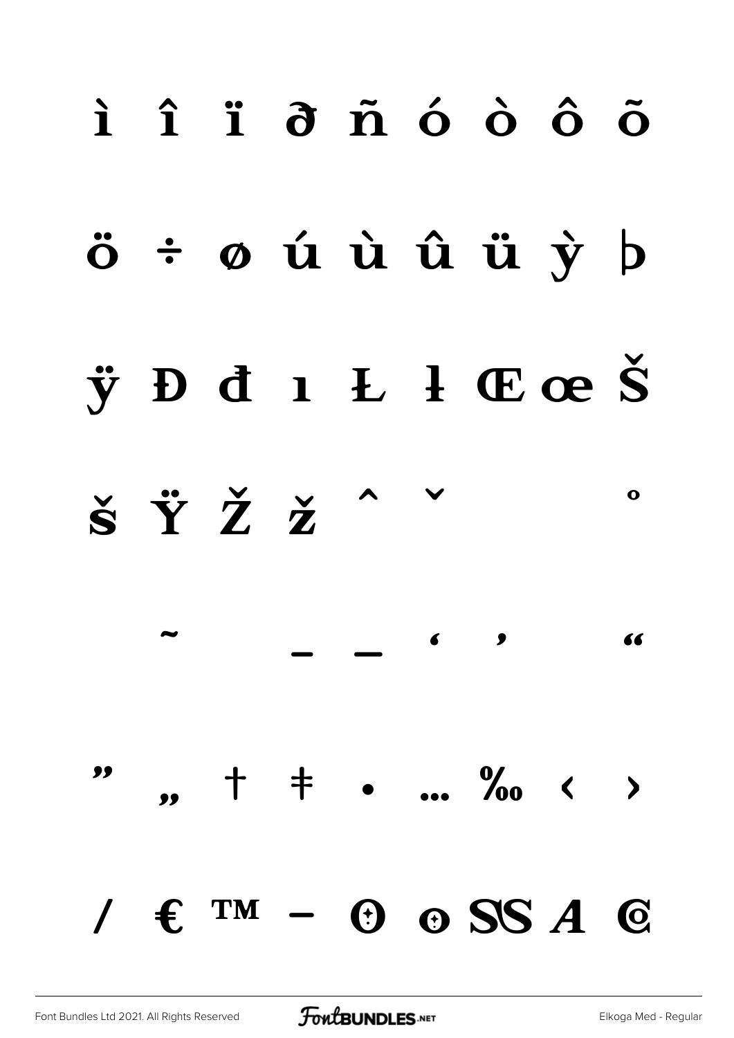ì î ï ð ñ ó ò ô õ

ö ÷ ø ú ù û ü ỳ þ

ÿ Đ đ ı Ł ł Œ œ Š

š Ÿ Ž ž ˆ ˇ ˚

˜ – — ‘ ’ “

” „ † ‡ • … ‰ ‹ ›

/ € ™ −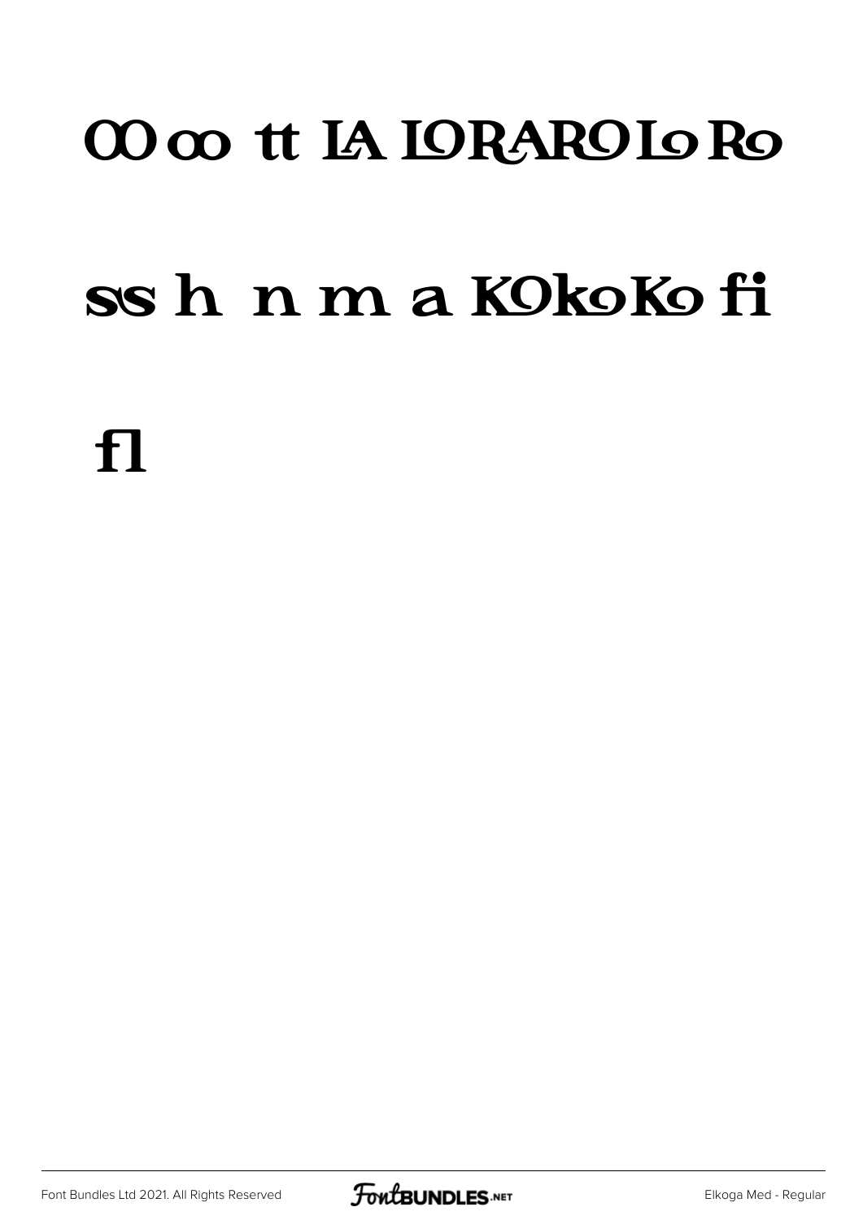OO oo tt LA LORARO Lo Ro

ss h n m a KOkoKo fi

fl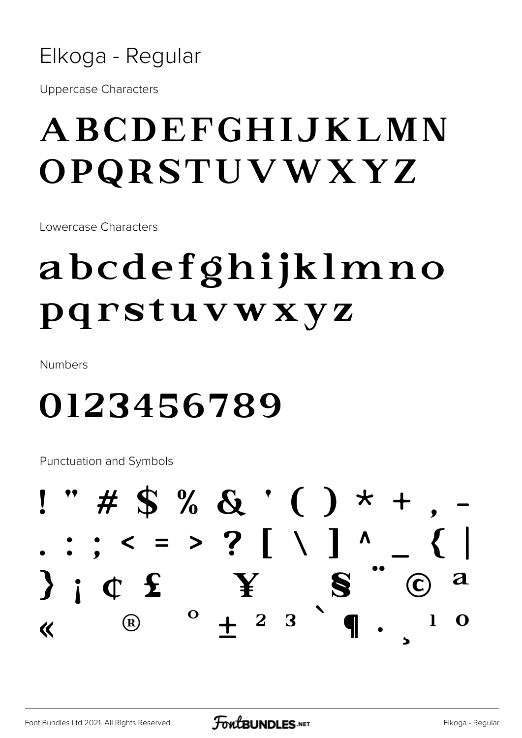# Elkoga - Regular

Uppercase Characters

ABCDEFGHIJKLMN
OPQRSTUVWXYZ

Lowercase Characters

abcdefghijklmno
pqrstuvwxyz

Numbers

0123456789

Punctuation and Symbols

! " # $ % & ' ( ) * + , -
. : ; < = > ? [ \ ] ^ _ { |
} ¡ ¢ £ ¥ § ¨ © ª
« ® ° ± ² ³ ` ¶ · ¸ ¹ º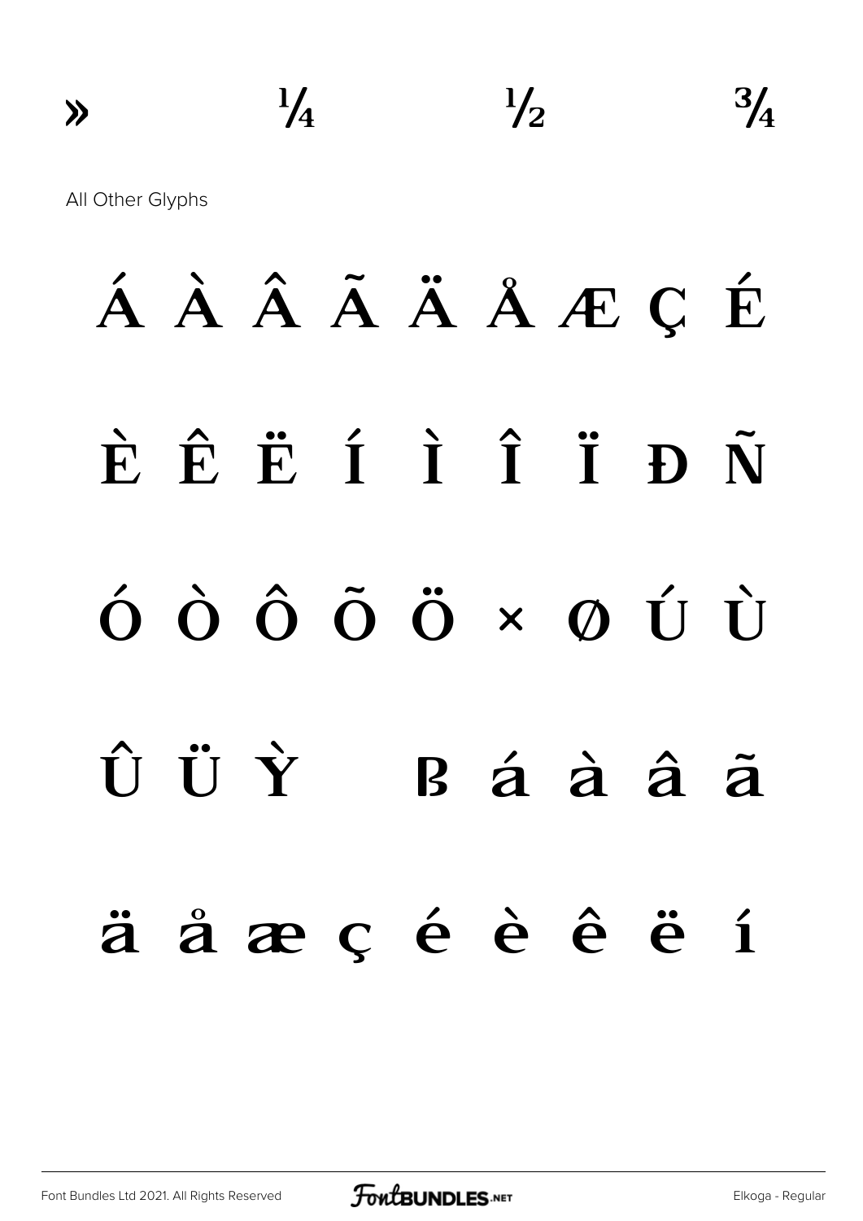» ¼ ½ ¾

All Other Glyphs

Á À Â Ã Ä Å Æ Ç É

È Ê Ë Í Ì Î Ï Ð Ñ

Ó Ò Ô Õ Ö × Ø Ú Ù

Û Ü Ý ß á à â ã

ä å æ ç é è ê ë í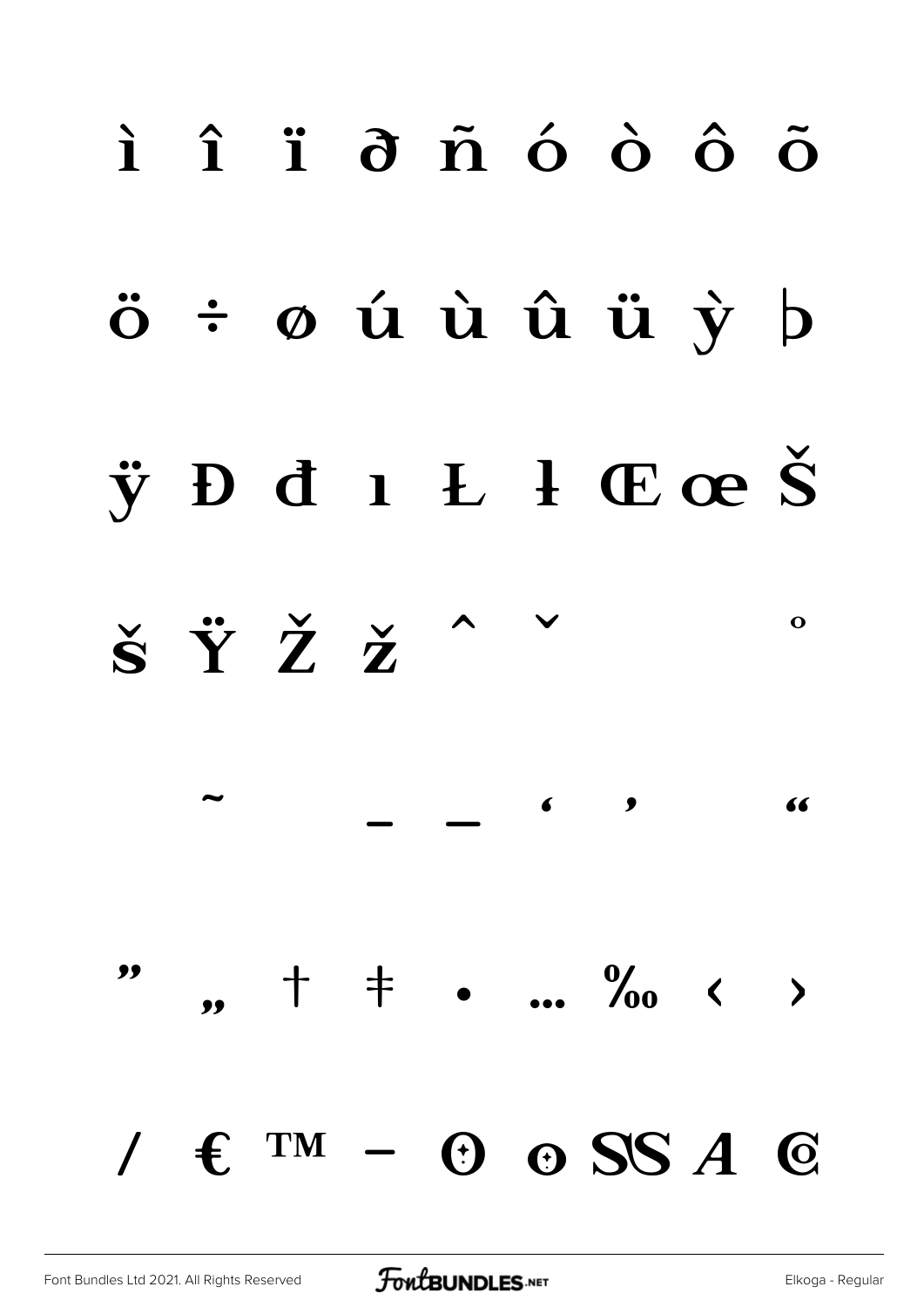ì î ï ð ñ ó ò ô õ

ö ÷ ø ú ù û ü ỳ þ

ÿ Đ đ ı Ł ł Œ œ Š

š Ÿ Ž ž ˆ ˇ ˚

˜ – — ‘ ’ “

” „ † ‡ • … ‰ ‹ ›

/ € ™ − ʘ ʘ SS A Ꞓ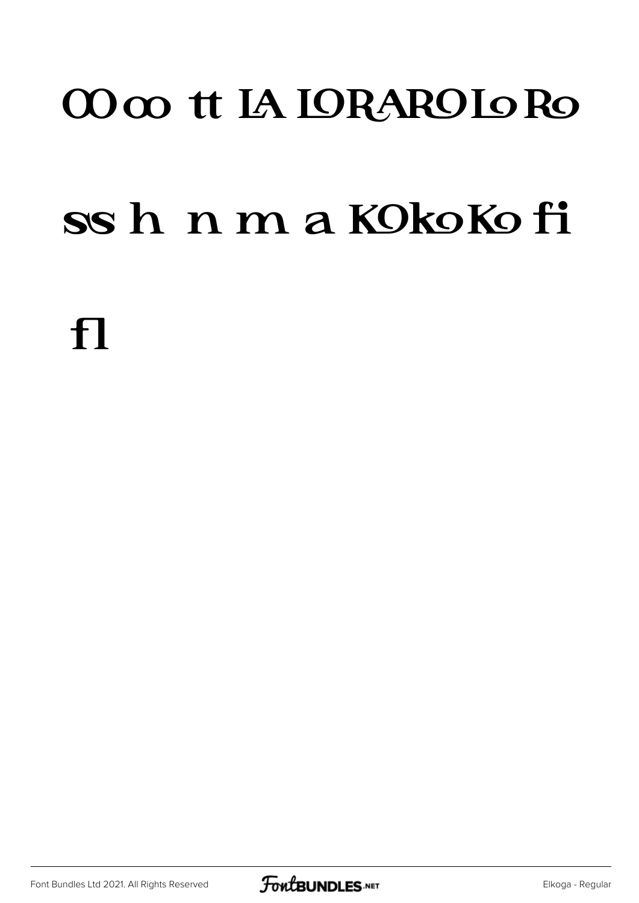OO oo tt LA LORAROLoRo

ss h n m a KOkoKo fi

fl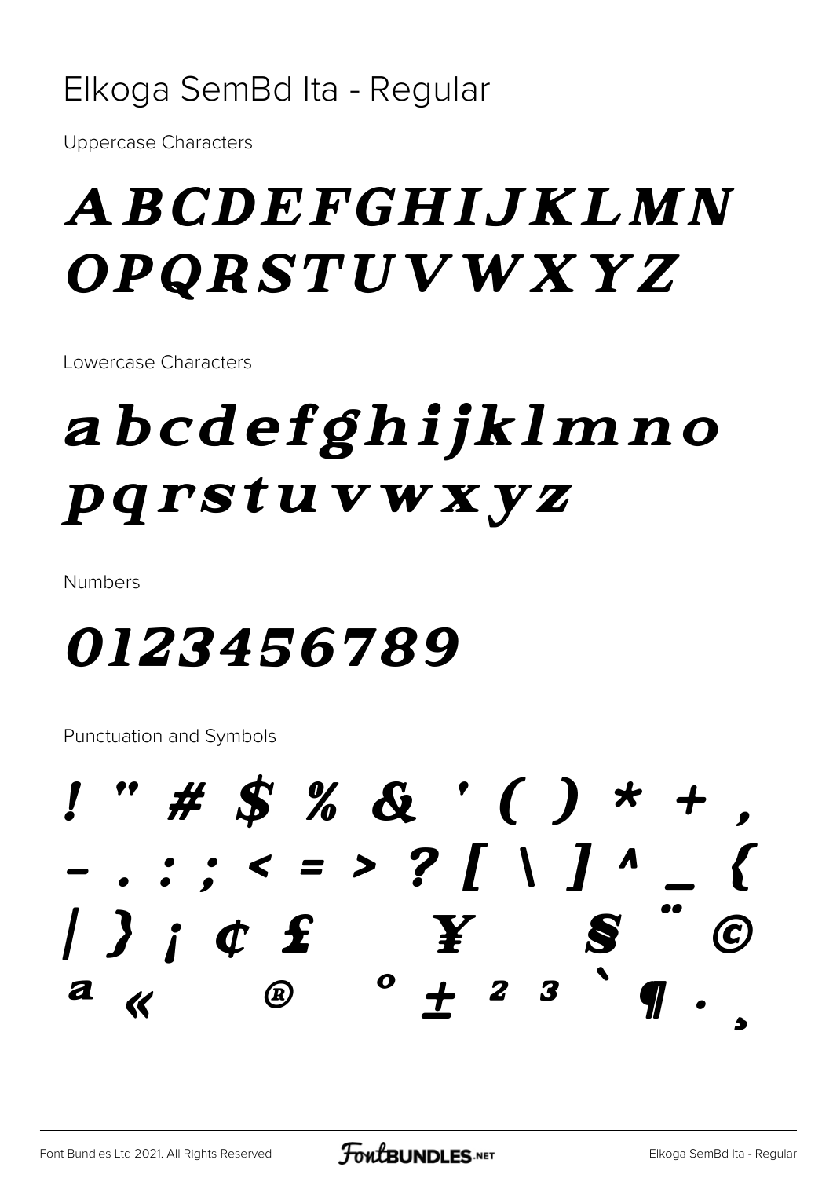# Elkoga SemBd Ita - Regular

Uppercase Characters

ABCDEFGHIJKLMN
OPQRSTUVWXYZ

Lowercase Characters

abcdefghijklmno
pqrstuvwxyz

Numbers

0123456789

Punctuation and Symbols

! " # $ % & ' ( ) * + ,
- . : ; < = > ? [ \ ] ^ _ {
| } ¡ ¢ £ ¥ § ¨ ©
ª « ® ° ± ² ³ ´ ¶ · ¸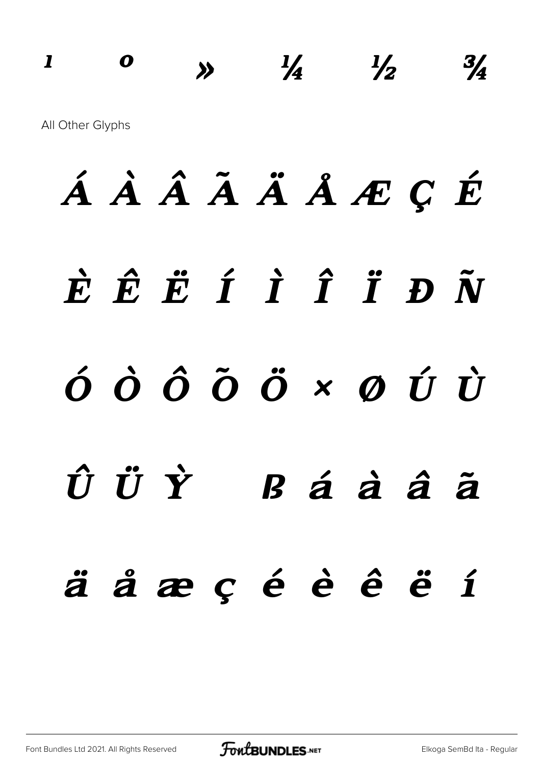¹ º » ¼ ½ ¾

All Other Glyphs

Á À Â Ã Ä Å Æ Ç É

È Ê Ë Í Ì Î Ï Ð Ñ

Ó Ò Ô Õ Ö × Ø Ú Ù

Û Ü Ý ß á à â ã

ä å æ ç é è ê ë í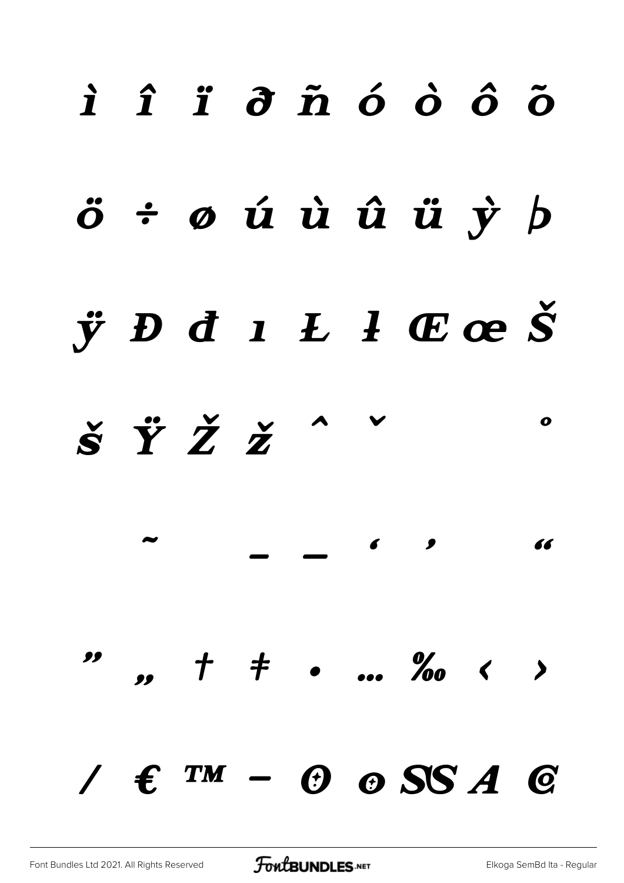ì î ï ð ñ ó ò ô õ

ö ÷ ø ú ù û ü ý þ

ÿ Đ đ ı Ł ł Œ œ Š

š Ÿ Ž ž ˆ ˇ ˚

˜ – — ‘ ’ “

” „ † ‡ • … ‰ ‹ ›

⁄ € ™ − Ѳ ѳ SS A C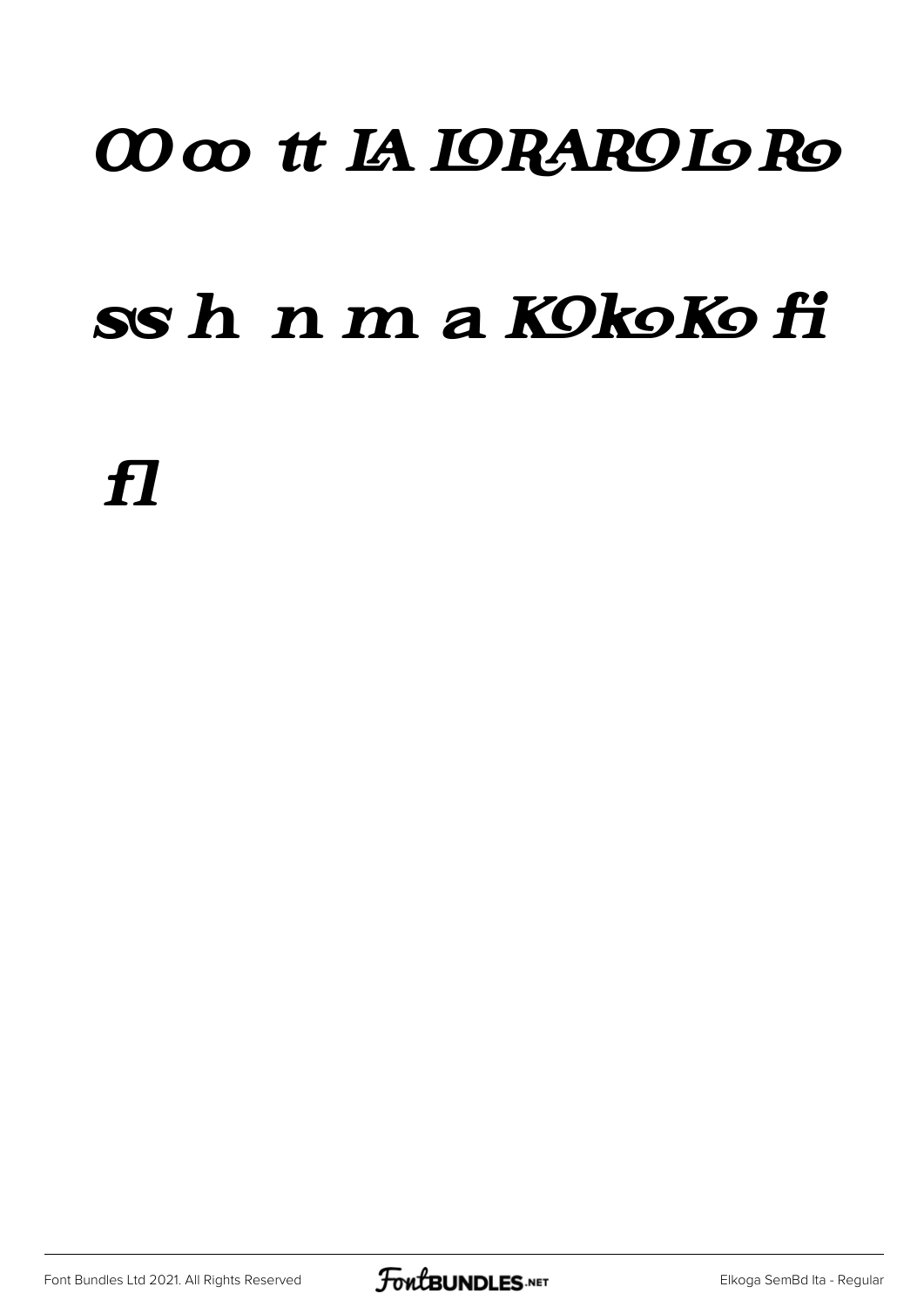OO oo tt LA LORARO Lo Ro

ss h n m a KOko Ko fi

fl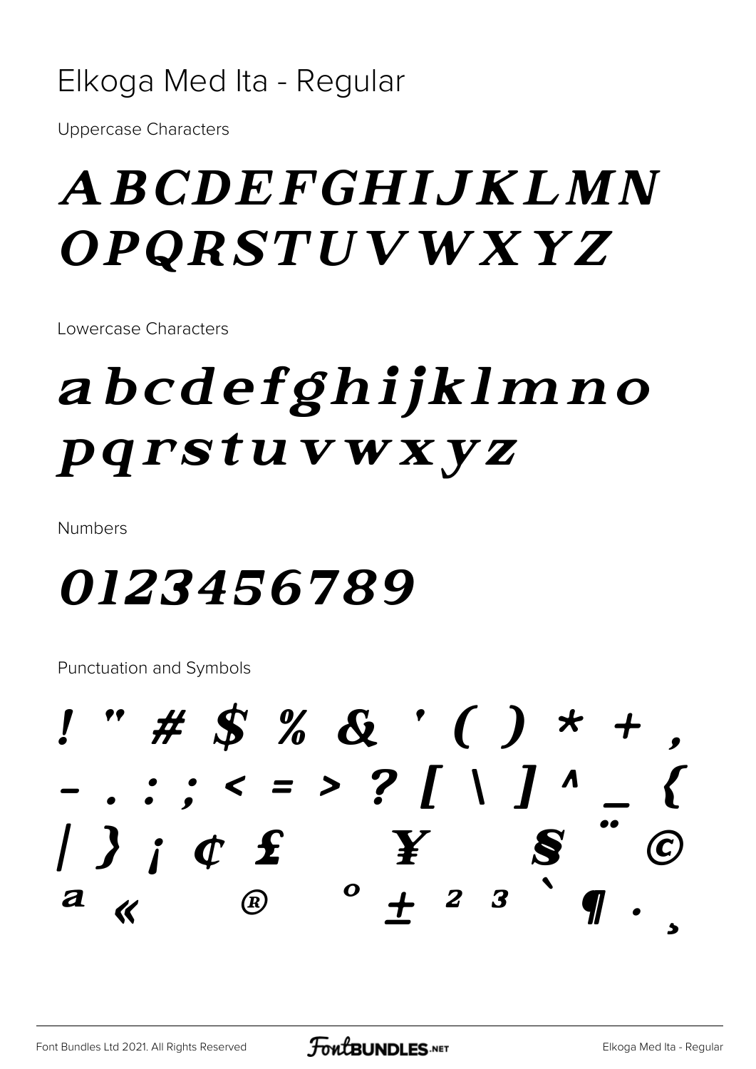# Elkoga Med Ita - Regular

Uppercase Characters

## ABCDEFGHIJKLMN OPQRSTUVWXYZ

Lowercase Characters

## abcdefghijklmno pqrstuvwxyz

Numbers

## 0123456789

Punctuation and Symbols

## ! " # $ % & ' ( ) * + , - . : ; < = > ? [ \ ] ^ _ { | } ¡ ¢ £ ¥ § ¨ © ª « ® ° ± ² ³ ` ¶ · ¸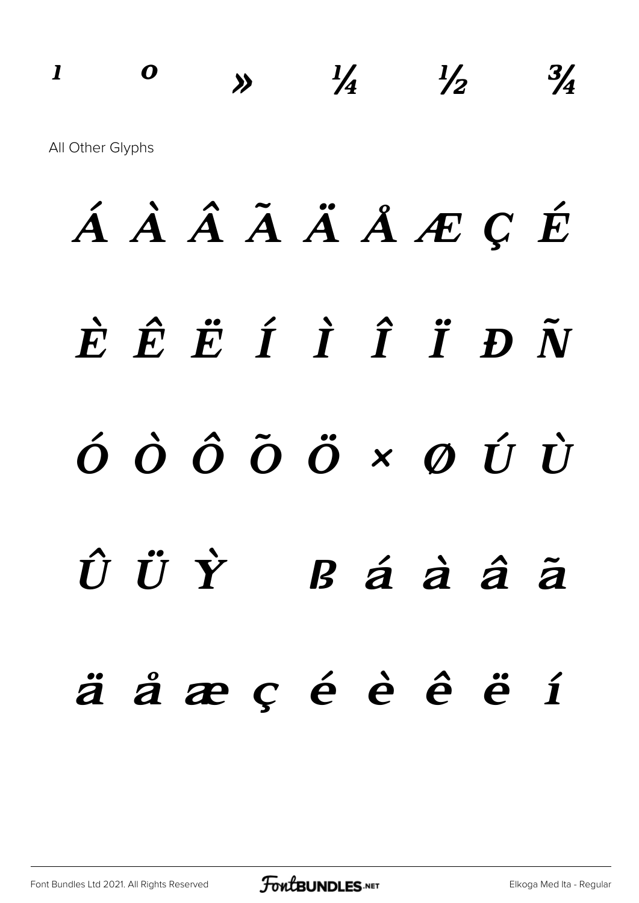¹ º » ¼ ½ ¾

All Other Glyphs

Á À Â Ã Ä Å Æ Ç É

È Ê Ë Í Ì Î Ï Ð Ñ

Ó Ò Ô Õ Ö × Ø Ú Ù

Û Ü Ý ß á à â ã

ä å æ ç é è ê ë í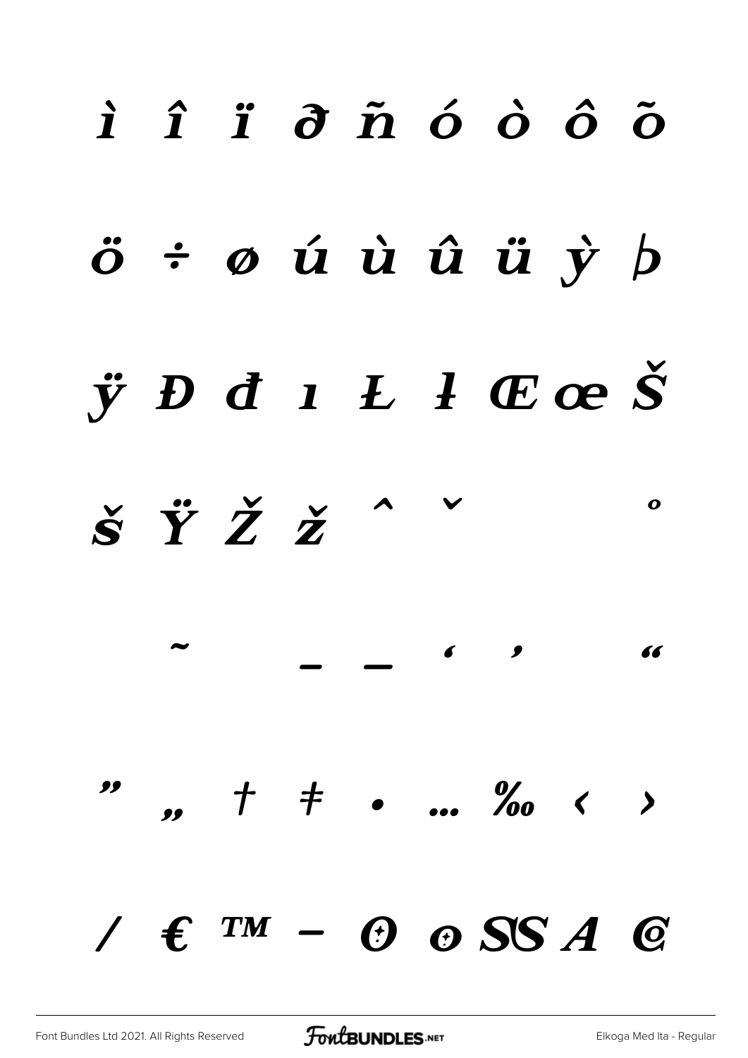ì î ï ð ñ ó ò ô õ

ö ÷ ø ú ù û ü ý þ

ÿ Đ đ ı Ł ł Œ œ Š

š Ÿ Ž ž ˆ ˇ ˚

˜ – — ‘ ’ “

” „ † ‡ • … ‰ ‹ ›

⁄ € ™ − ʘ ʘ SS A Ɑ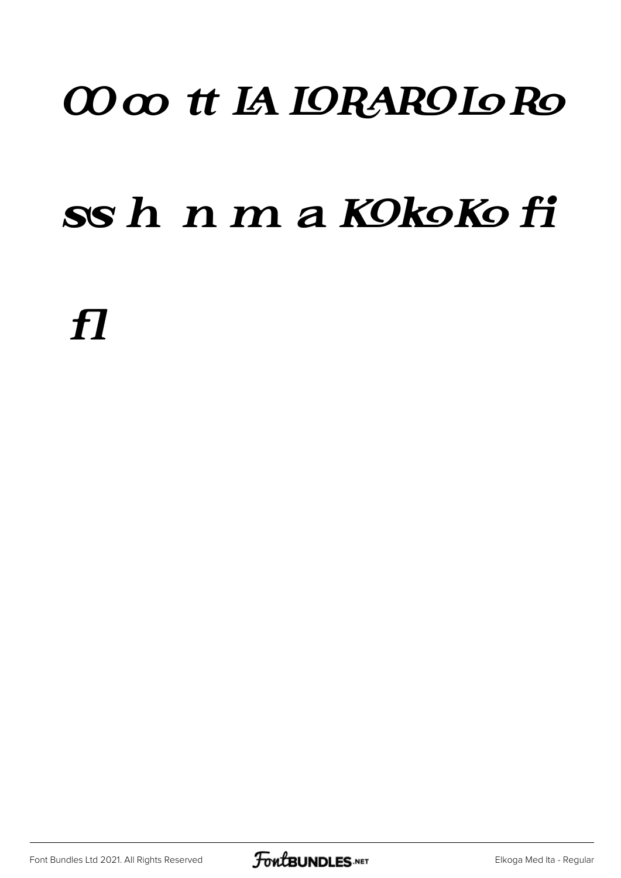OO oo tt IA IORAROIoRo

ss h n m a KOkoKo fi

fl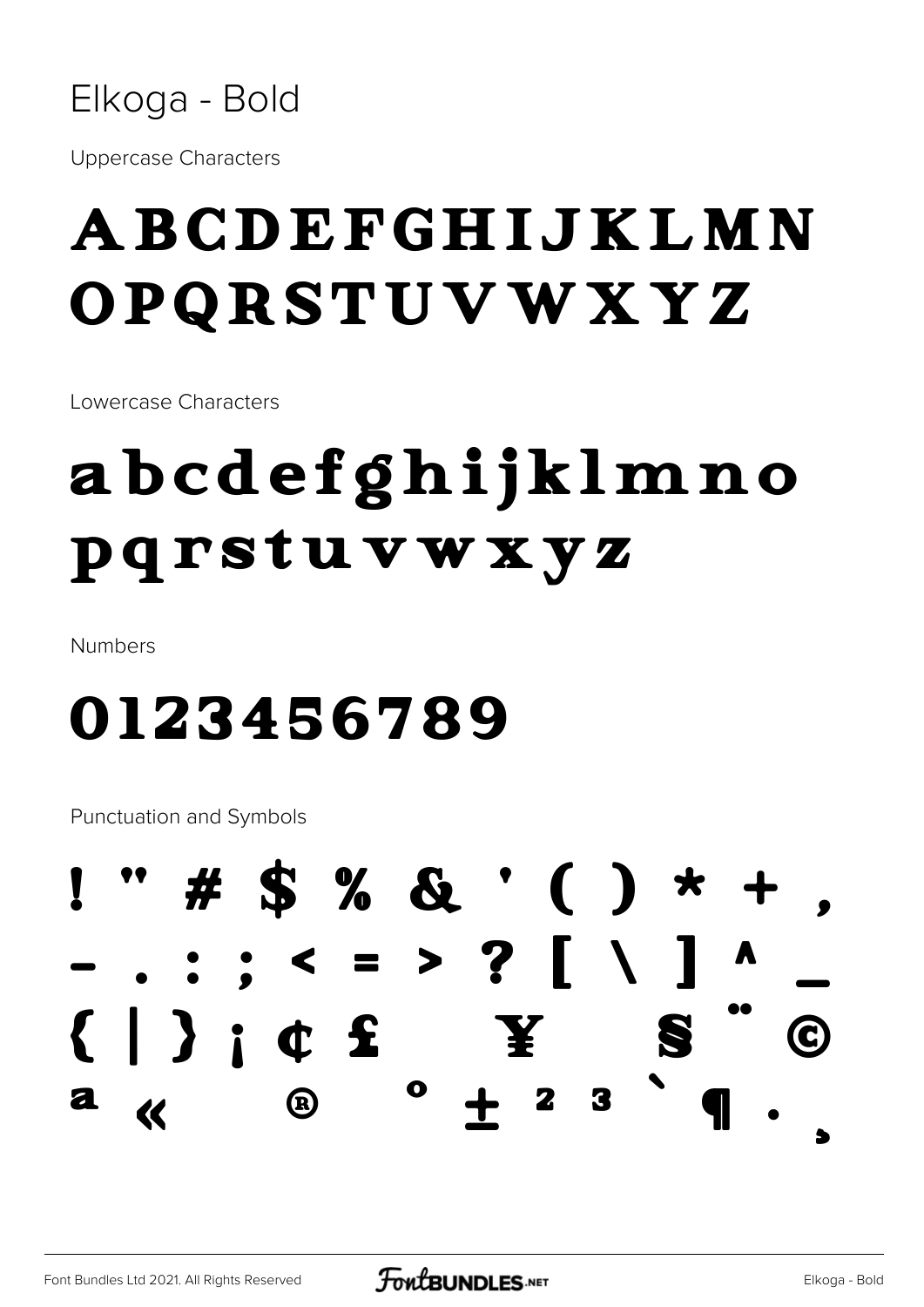# Elkoga - Bold

Uppercase Characters

ABCDEFGHIJKLMN
OPQRSTUVWXYZ

Lowercase Characters

abcdefghijklmno
pqrstuvwxyz

Numbers

0123456789

Punctuation and Symbols

! " # $ % & ' ( ) * + ,
- . : ; < = > ? [ \ ] ^ _
{ | } ¡ ¢ £ ¥ § ¨ ©
ª « ® ° ± ² ³ ` ¶ · ¸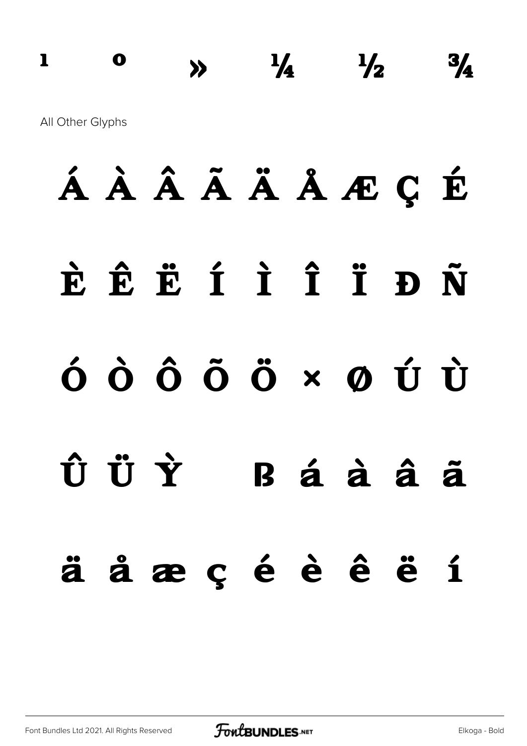¹ º » ¼ ½ ¾

All Other Glyphs

Á À Â Ã Ä Å Æ Ç É

È Ê Ë Í Ì Î Ï Ð Ñ

Ó Ò Ô Õ Ö × Ø Ú Ù

Û Ü Ý ß á à â ã

ä å æ ç é è ê ë í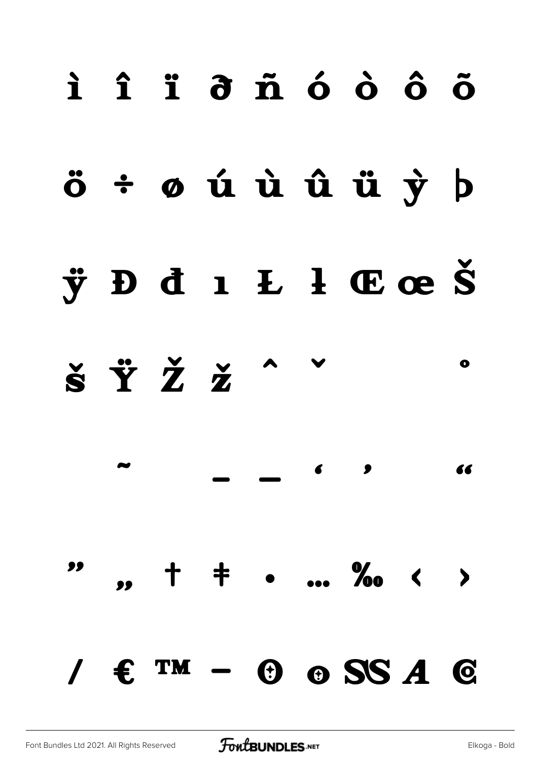ì î ï ð ñ ó ò ô õ

ö ÷ ø ú ù û ü ý þ

ÿ Đ đ ı Ł ł Œ œ Š

š Ÿ Ž ž ˆ ˇ ˚

˜ – — ‘ ’ “

” „ † ‡ • … ‰ ‹ ›

⁄ € ™ −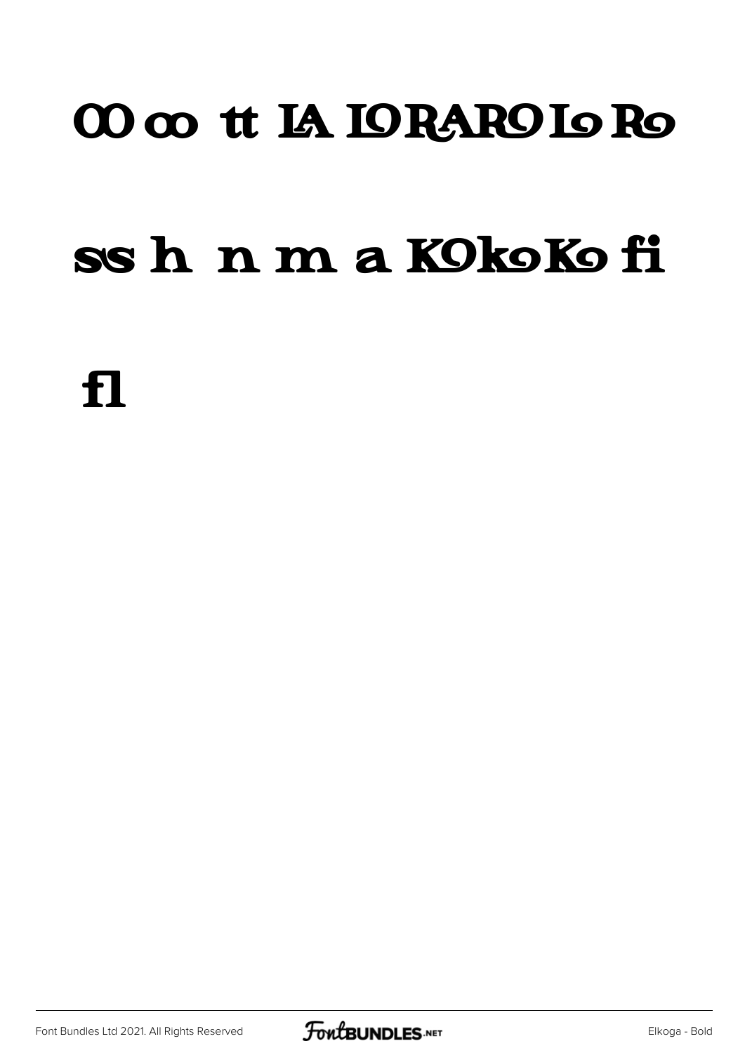OO oo tt LA LO RA RO Lo Ro

ss h n m a KO ko Ko fi

fl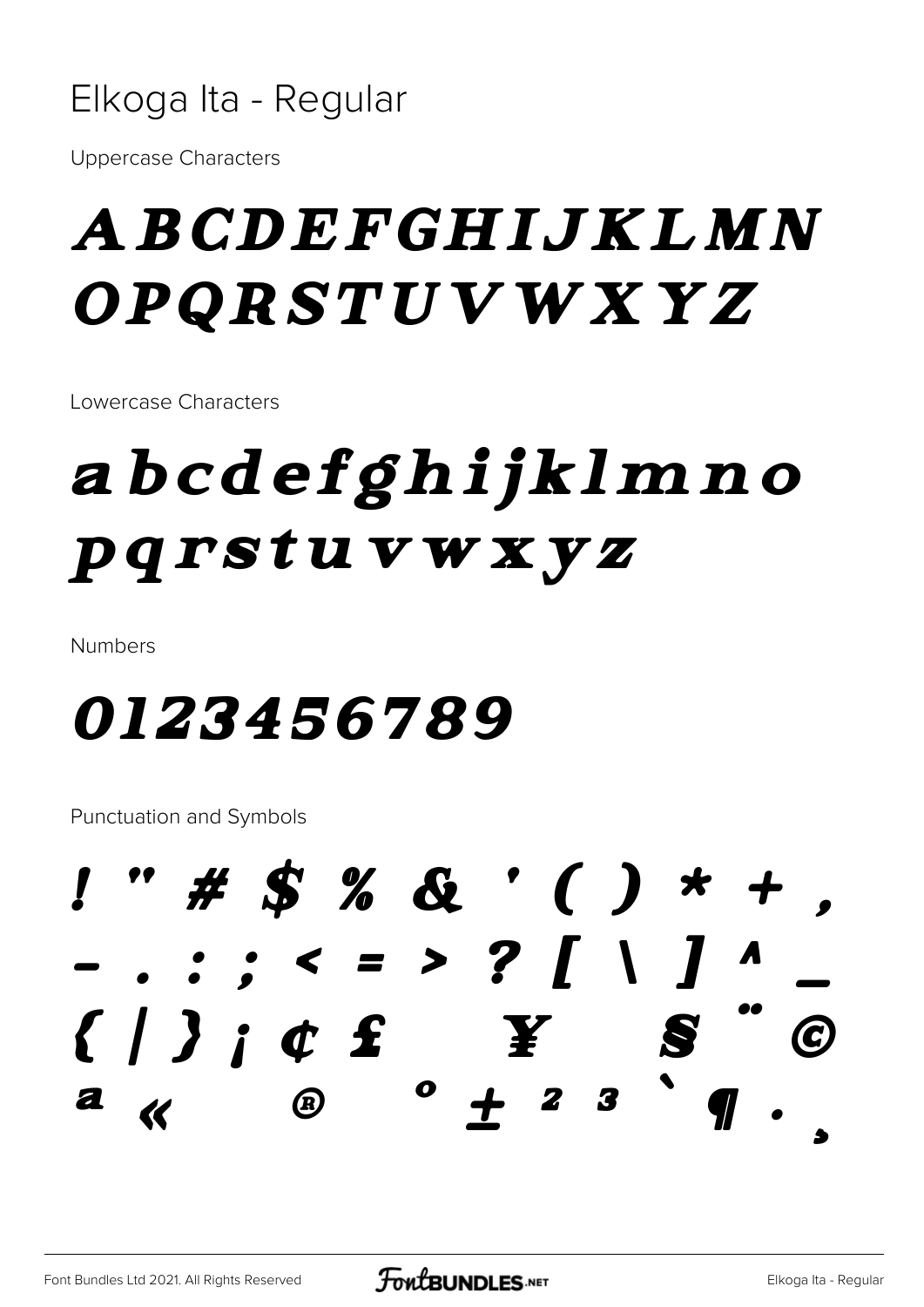# Elkoga Ita - Regular

Uppercase Characters

ABCDEFGHIJKLMN
OPQRSTUVWXYZ

Lowercase Characters

abcdefghijklmno
pqrstuvwxyz

Numbers

0123456789

Punctuation and Symbols

! " # $ % & ' ( ) * + ,
- . : ; < = > ? [ \ ] ^ _
{ | } ¡ ¢ £ ¥ § ¨ ©
ª « ® ° ± ² ³ ` ¶ · ¸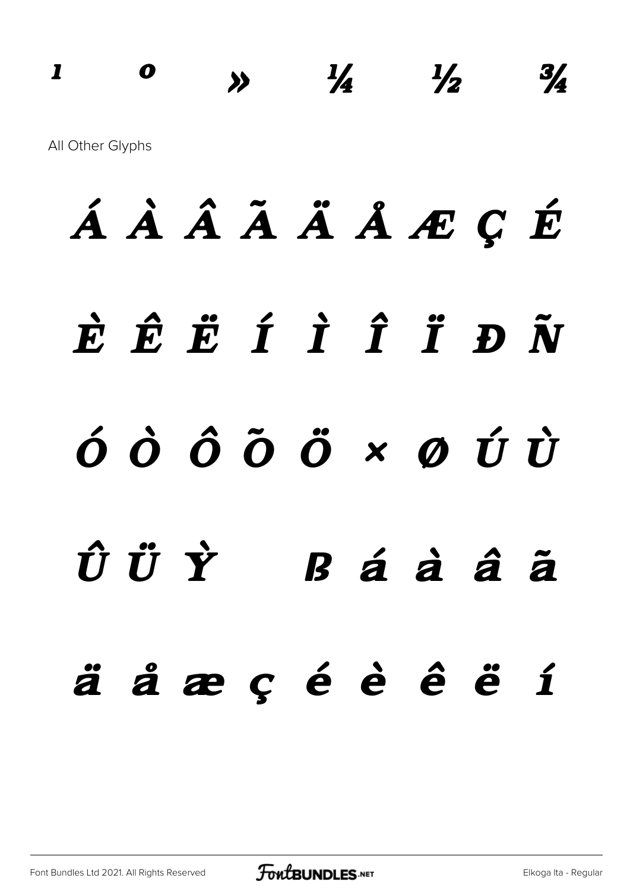¹ º » ¼ ½ ¾

All Other Glyphs

Á À Â Ã Ä Å Æ Ç É

È Ê Ë Í Ì Î Ï Đ Ñ

Ó Ò Ô Õ Ö × Ø Ú Ù

Û Ü Ỳ ß á à â ã

ä å æ ç é è ê ë í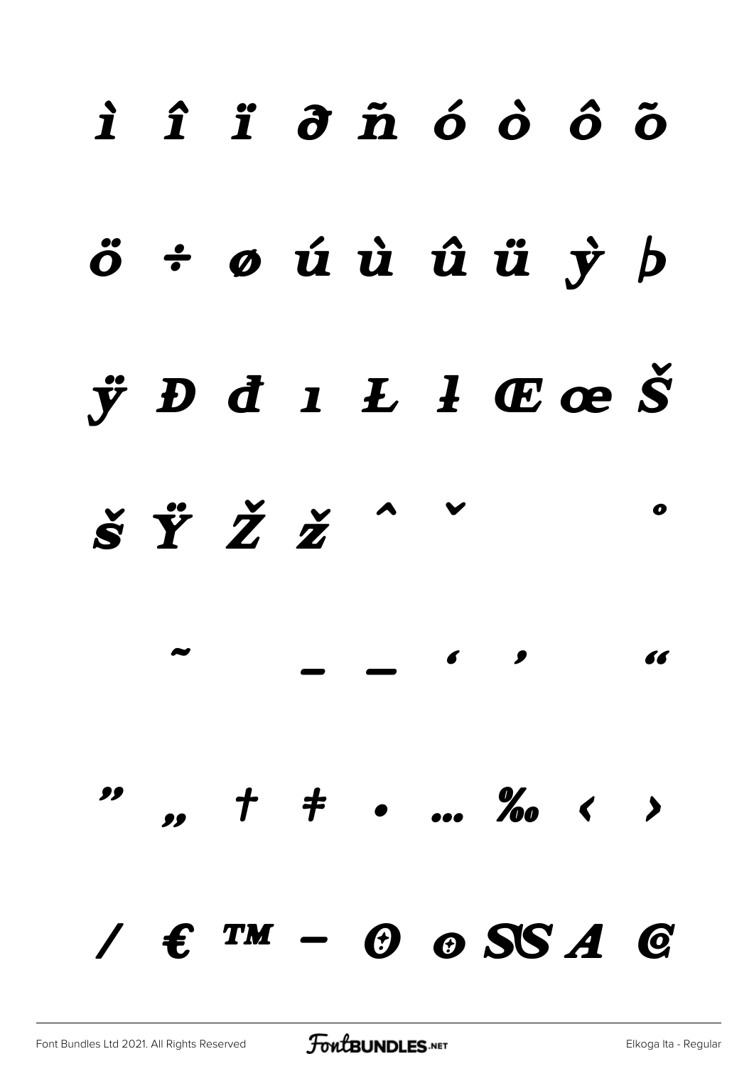ì î ï ð ñ ó ò ô õ

ö ÷ ø ú ù û ü ỳ þ

ÿ Đ đ ı Ł ł Œ œ Š

š Ÿ Ž ž ˆ ˇ ˚

˜ – — ‘ ’ “

” „ † ‡ • … ‰ ‹ ›

/ € ™ − ʘ ʘ SS A G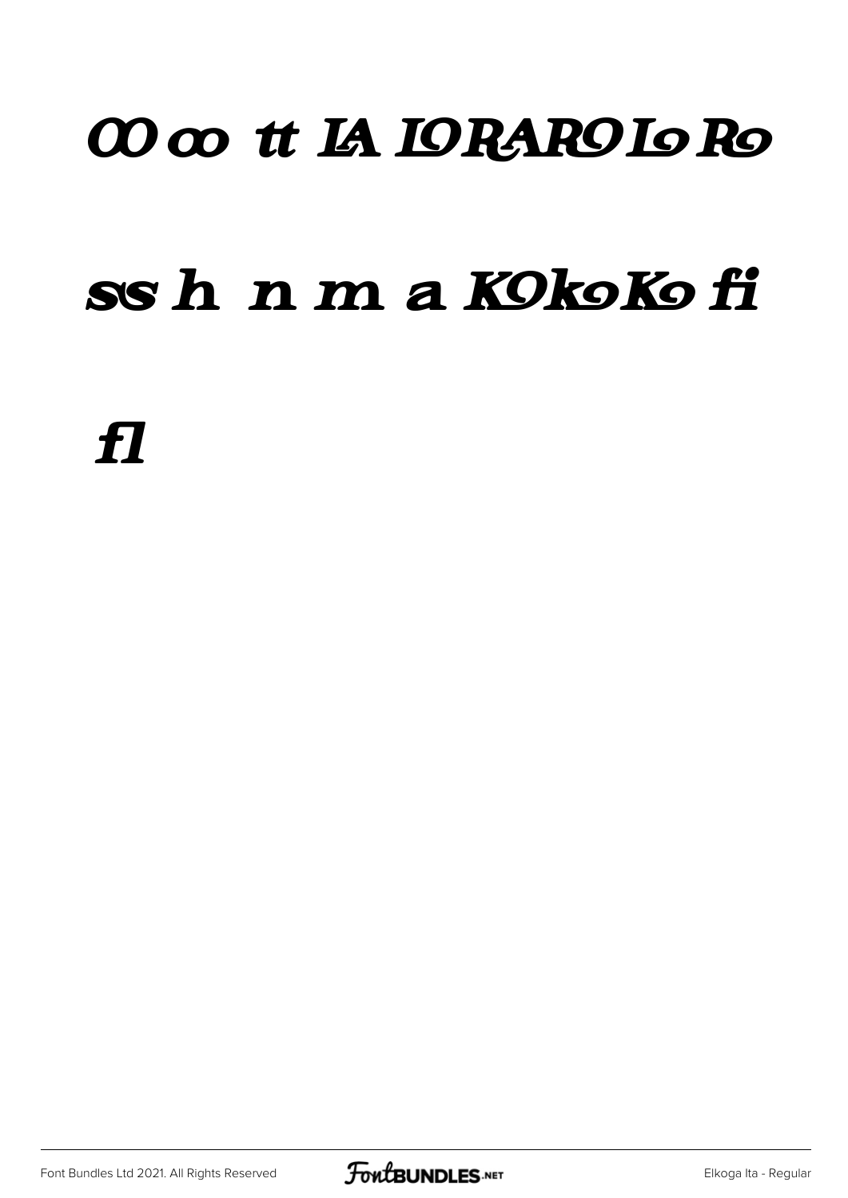OO oo tt LA LORARO Lo Ro

ss h n m a KOkoKo fi

fl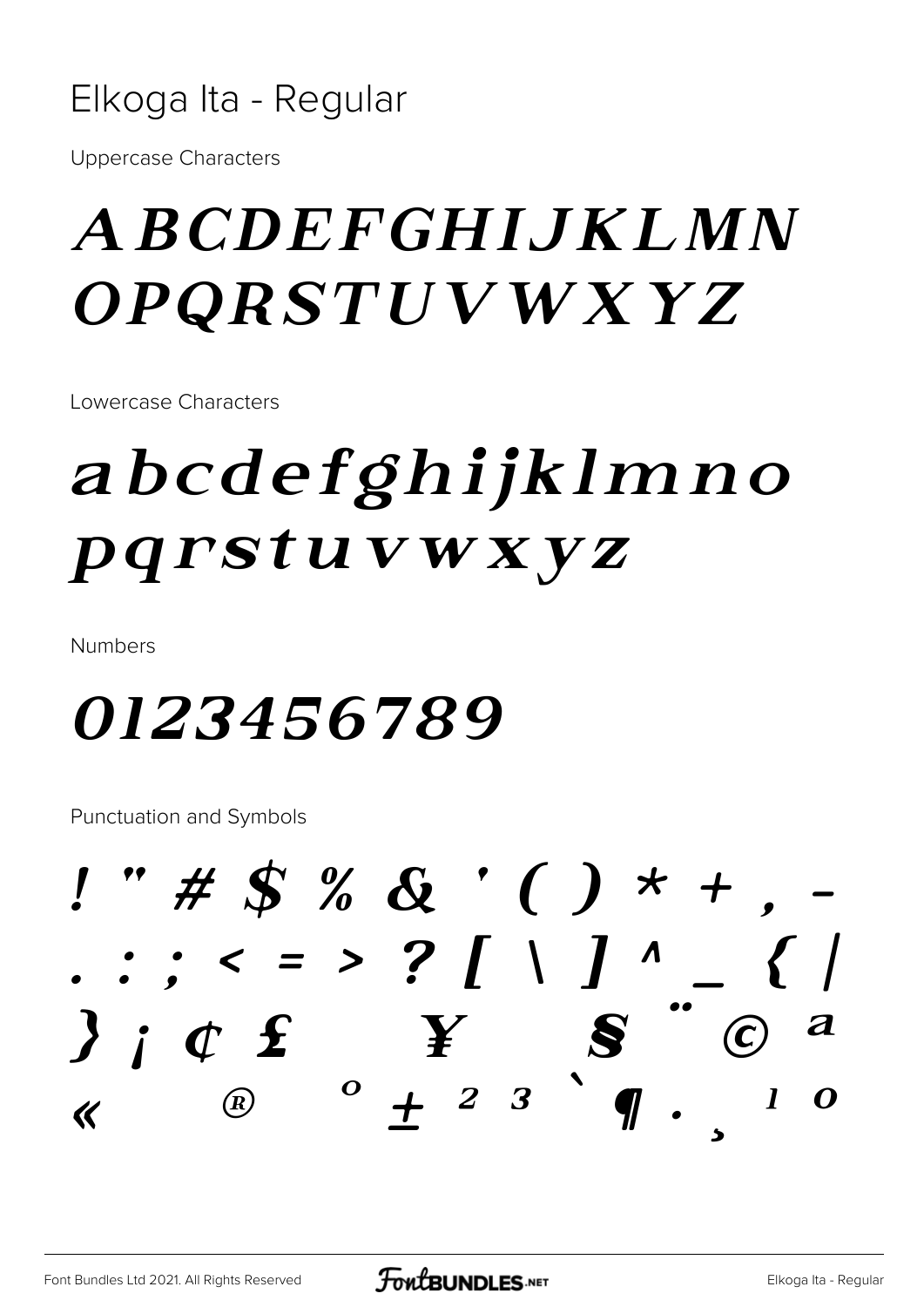# Elkoga Ita - Regular

Uppercase Characters

ABCDEFGHIJKLMN OPQRSTUVWXYZ

Lowercase Characters

abcdefghijklmno pqrstuvwxyz

Numbers

0123456789

Punctuation and Symbols

! " # $ % & ' ( ) * + , - . : ; < = > ? [ \ ] ^ _ { | } ¡ ¢ £ ¥ § ¨ © ª « ® ° ± ² ³ ` ¶ · ¸ ¹ º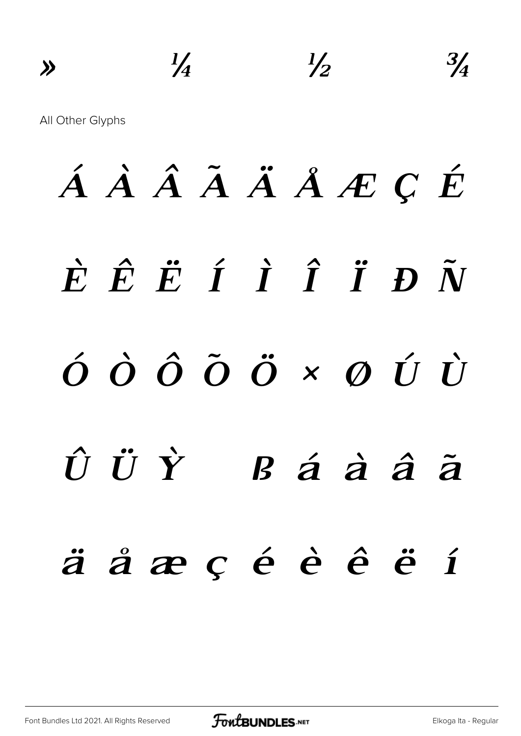» ¼ ½ ¾

All Other Glyphs

Á À Â Ã Ä Å Æ Ç É

È Ê Ë Í Ì Î Ï Ð Ñ

Ó Ò Ô Õ Ö × Ø Ú Ù

Û Ü Ý ß á à â ã

ä å æ ç é è ê ë í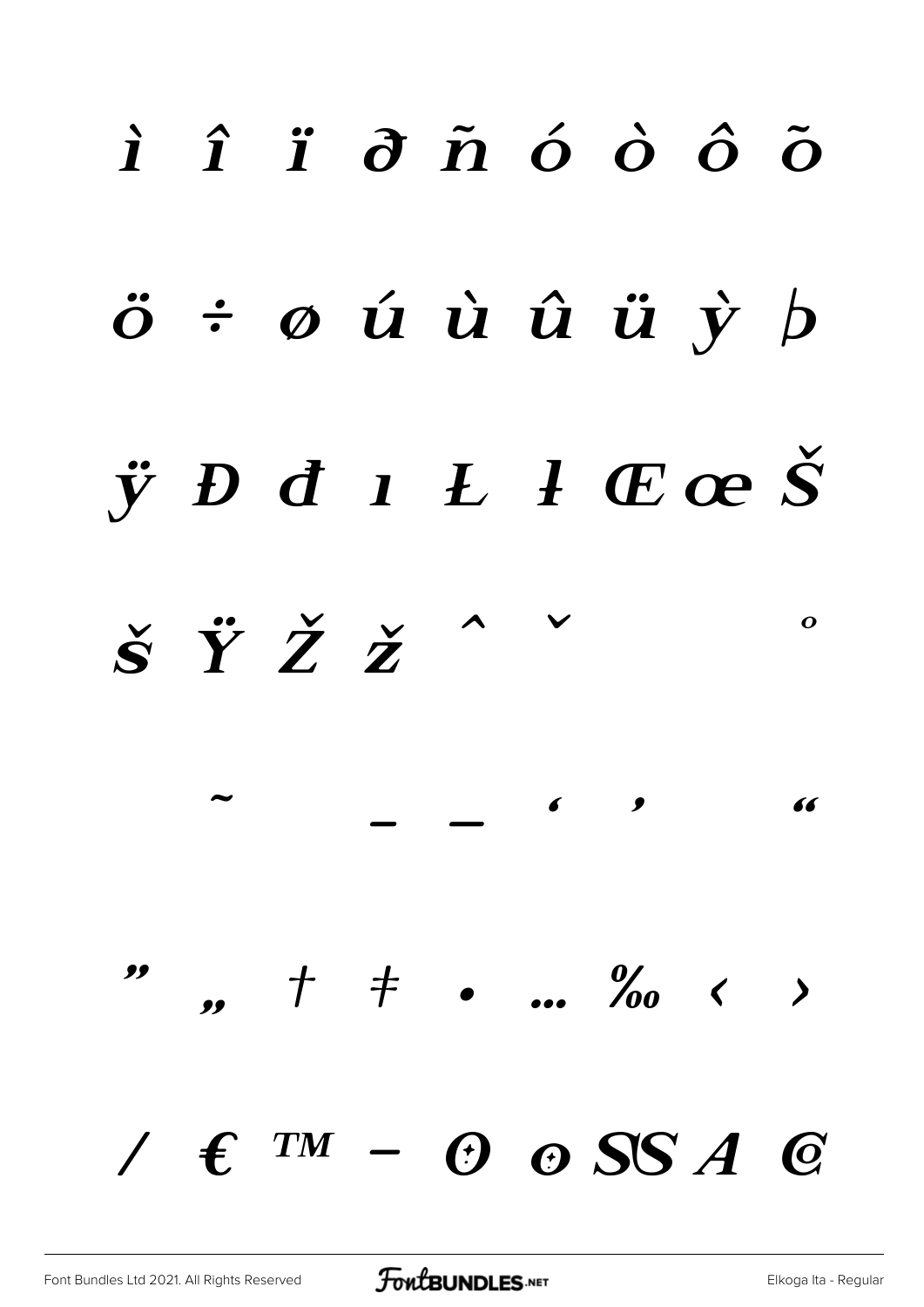ì î ï ð ñ ó ò ô õ

ö ÷ ø ú ù û ü ý þ

ÿ Đ đ ı Ł ł Œ œ Š

š Ÿ Ž ž ˆ ˇ ˚

˜ – — ‘ ’ “

” „ † ‡ • … ‰ ‹ ›

⁄ € ™ −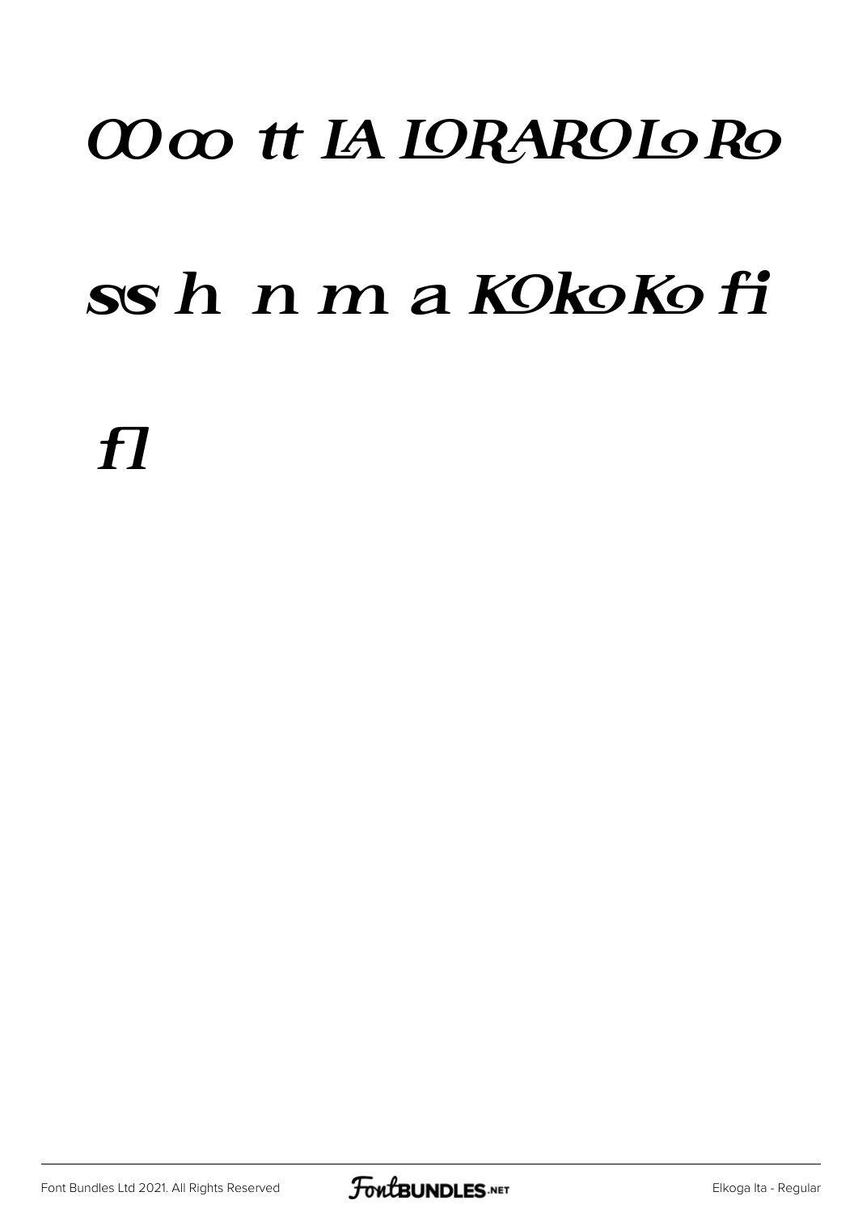OO oo tt IA IORAROIo Ro

ss h n m a KOkoKo fi

fl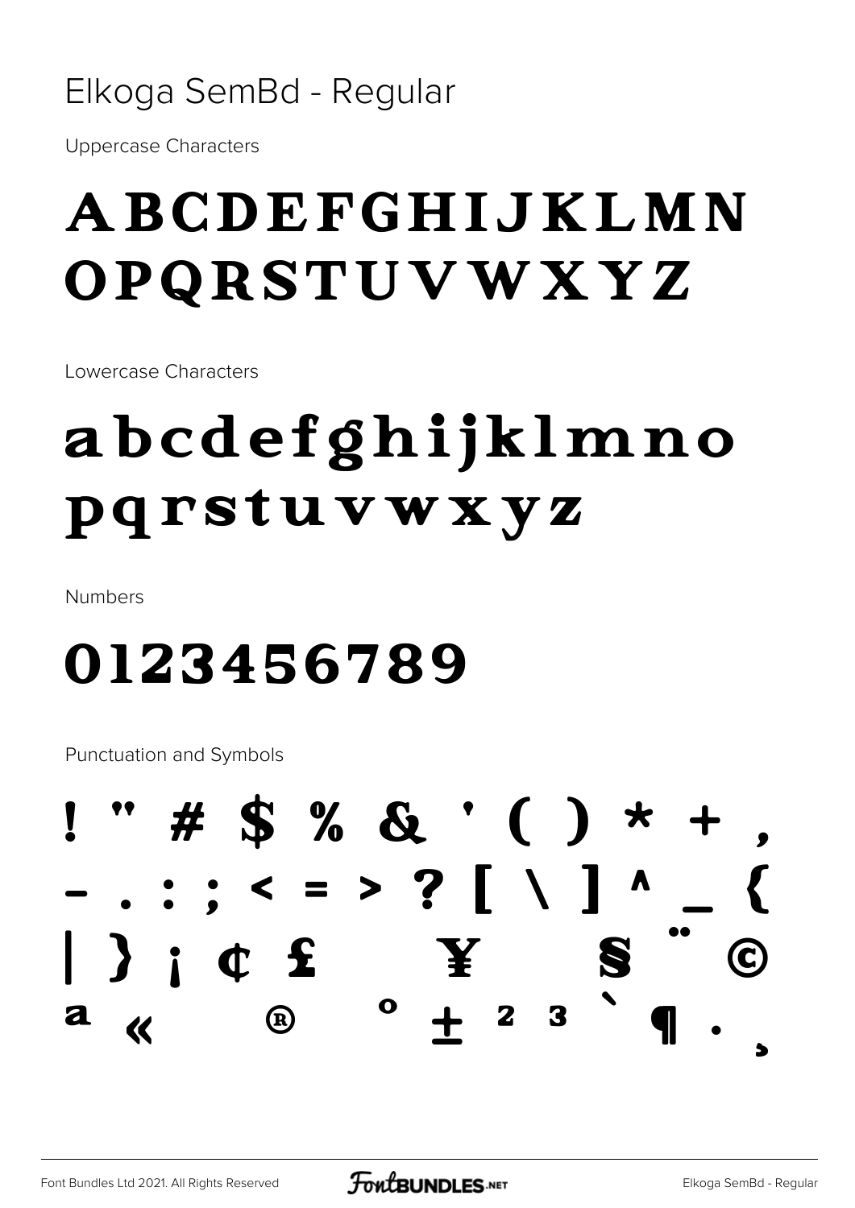Elkoga SemBd - Regular

Uppercase Characters

# ABCDEFGHIJKLMN OPQRSTUVWXYZ

Lowercase Characters

# abcdefghijklmno pqrstuvwxyz

Numbers

# 0123456789

Punctuation and Symbols

# ! " # $ % & ' ( ) * + , - . : ; < = > ? [ \ ] ^ _ { | } ¡ ¢ £ ¥ § ¨ © ª « ® ° ± ² ³ ` ¶ · ¸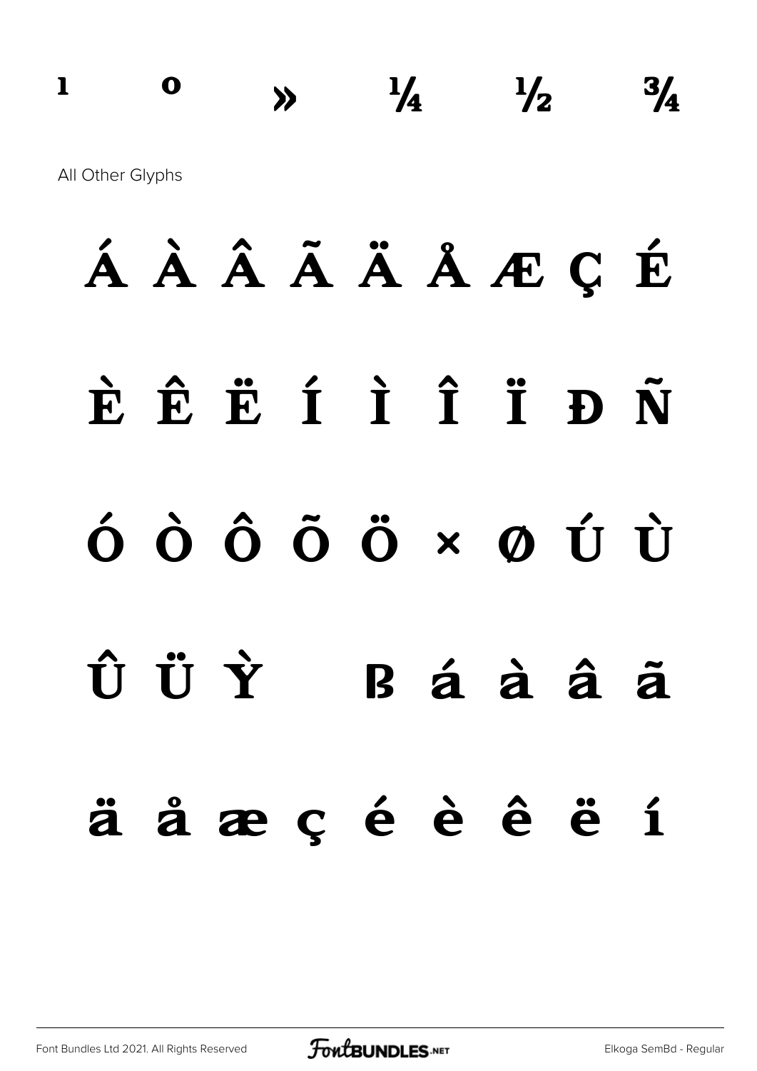¹ º » ¼ ½ ¾

All Other Glyphs

Á À Â Ã Ä Å Æ Ç É

È Ê Ë Í Ì Î Ï Ð Ñ

Ó Ò Ô Õ Ö × Ø Ú Ù

Û Ü Ý ß á à â ã

ä å æ ç é è ê ë í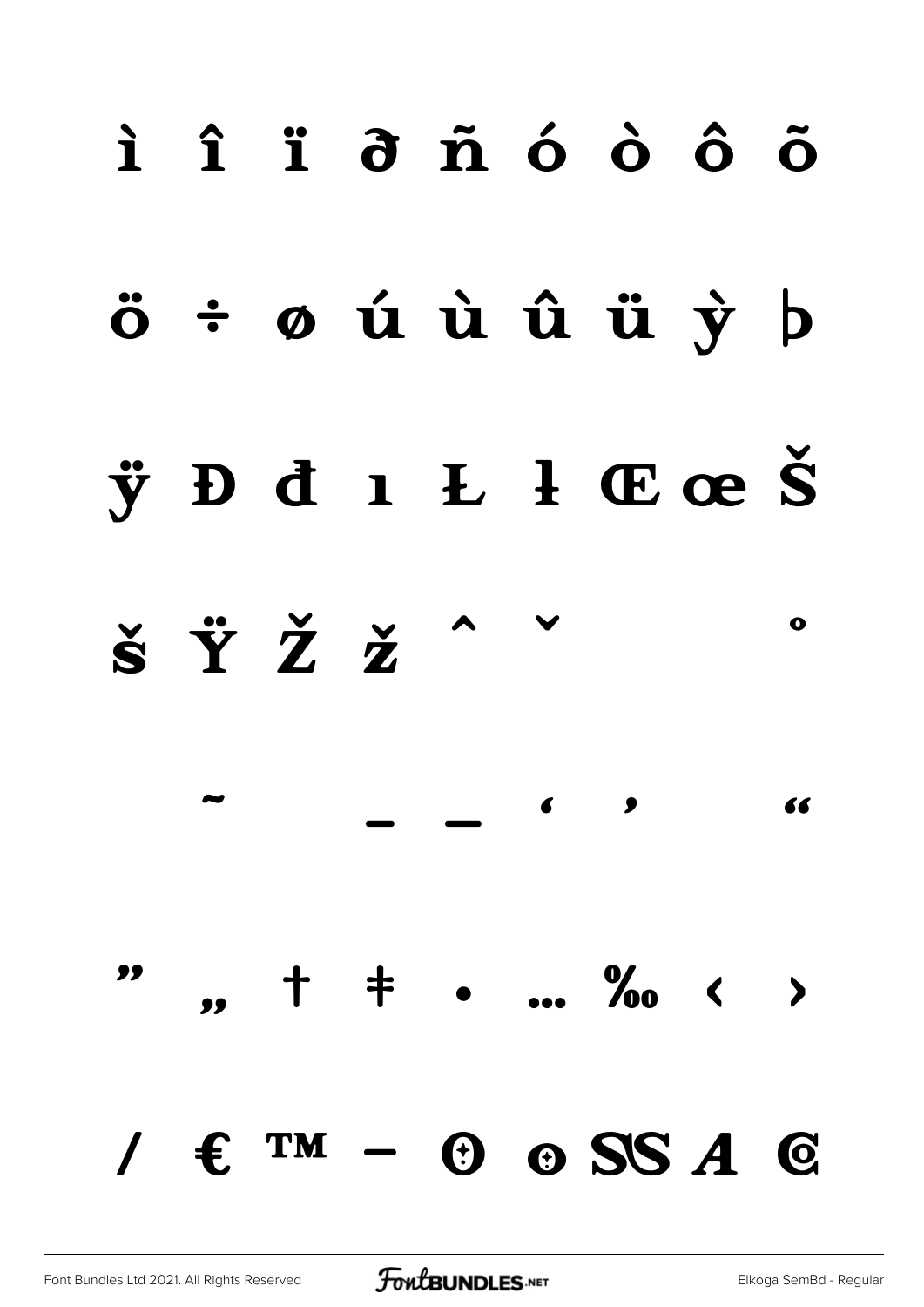ì î ï ð ñ ó ò ô õ

ö ÷ ø ú ù û ü ỳ þ

ÿ Đ đ ı Ł ł Œ œ Š

š Ÿ Ž ž ˆ ˇ ˚

˜ – — ‘ ’ “

” „ † ‡ • … ‰ ‹ ›

/ € ™ − ʘ ʘ SS A C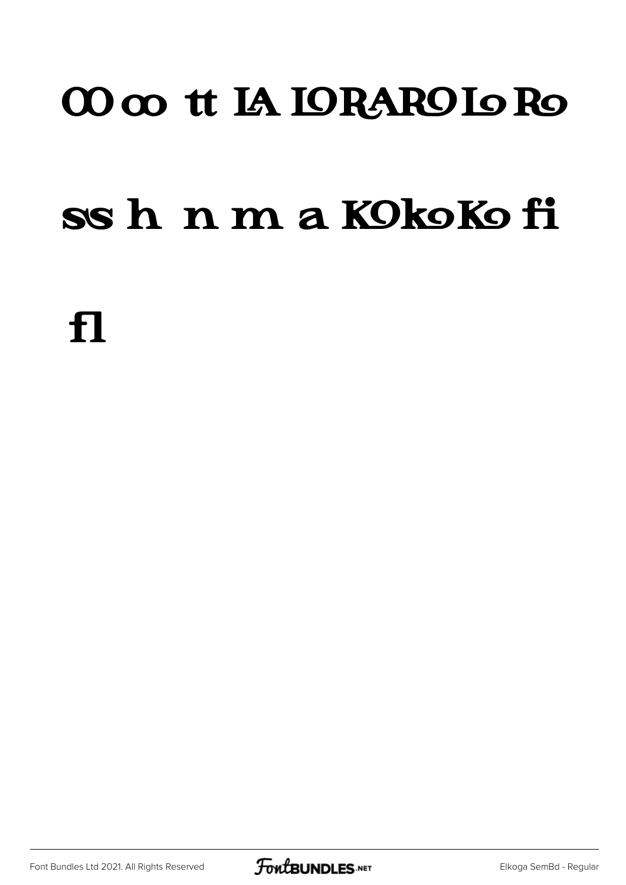OO oo tt LA LORARO Lo Ro

ss h n m a KOkoKo fi

fl